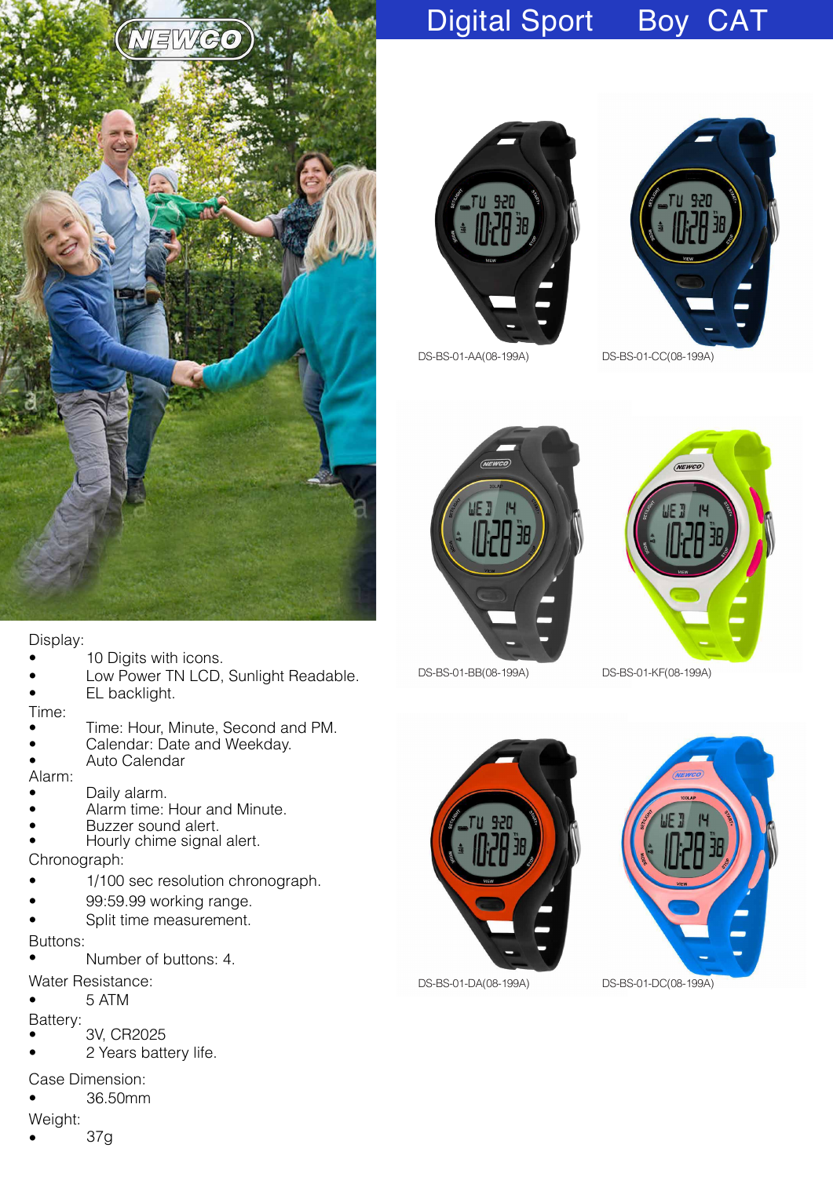# Digital Sport Boy CAT

DS-BS-01-AA(08-199A)

DS-BS-01-CC(08-199A)

DS-BS-01-BB(08-199A)

DS-BS-01-KF(08-199A)

DS-BS-01-DA(08-199A)

DS-BS-01-DC(08-199A)

Display:

- 10 Digits with icons.
- Low Power TN LCD, Sunlight Readable.
- EL backlight.

Time:

- Time: Hour, Minute, Second and PM.
- Calendar: Date and Weekday.
- Auto Calendar

Alarm:

- Daily alarm.
- Alarm time: Hour and Minute.
- Buzzer sound alert.
- Hourly chime signal alert.

Chronograph:

- 1/100 sec resolution chronograph.
- 99:59.99 working range.
- Split time measurement.

Buttons:

- Number of buttons: 4.

Water Resistance:

- 5 ATM

Battery:

- 3V, CR2025
- 2 Years battery life.

Case Dimension:

- 36.50mm

Weight:

- 37g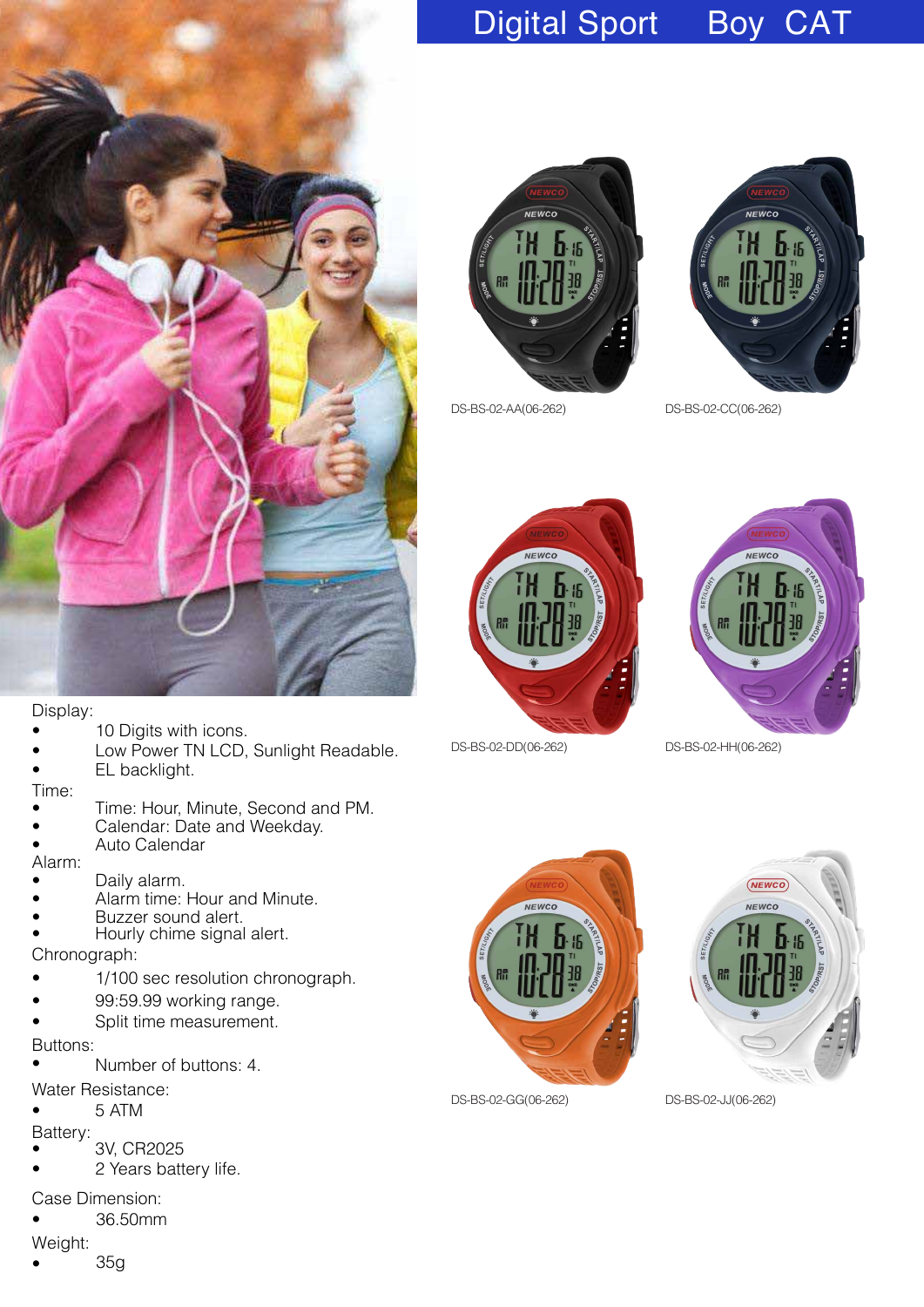# Digital Sport Boy CAT

DS-BS-02-AA(06-262)

DS-BS-02-CC(06-262)

DS-BS-02-DD(06-262)

DS-BS-02-HH(06-262)

DS-BS-02-GG(06-262)

DS-BS-02-JJ(06-262)

Display:

- 10 Digits with icons.
- Low Power TN LCD, Sunlight Readable.
- EL backlight.

Time:

- Time: Hour, Minute, Second and PM.
- Calendar: Date and Weekday.
- Auto Calendar

Alarm:

- Daily alarm.
- Alarm time: Hour and Minute.
- Buzzer sound alert.
- Hourly chime signal alert.

Chronograph:

- 1/100 sec resolution chronograph.
- 99:59.99 working range.
- Split time measurement.

Buttons:

- Number of buttons: 4.

Water Resistance:

- 5 ATM

Battery:

- 3V, CR2025
- 2 Years battery life.

Case Dimension:

- 36.50mm

Weight:

- 35g